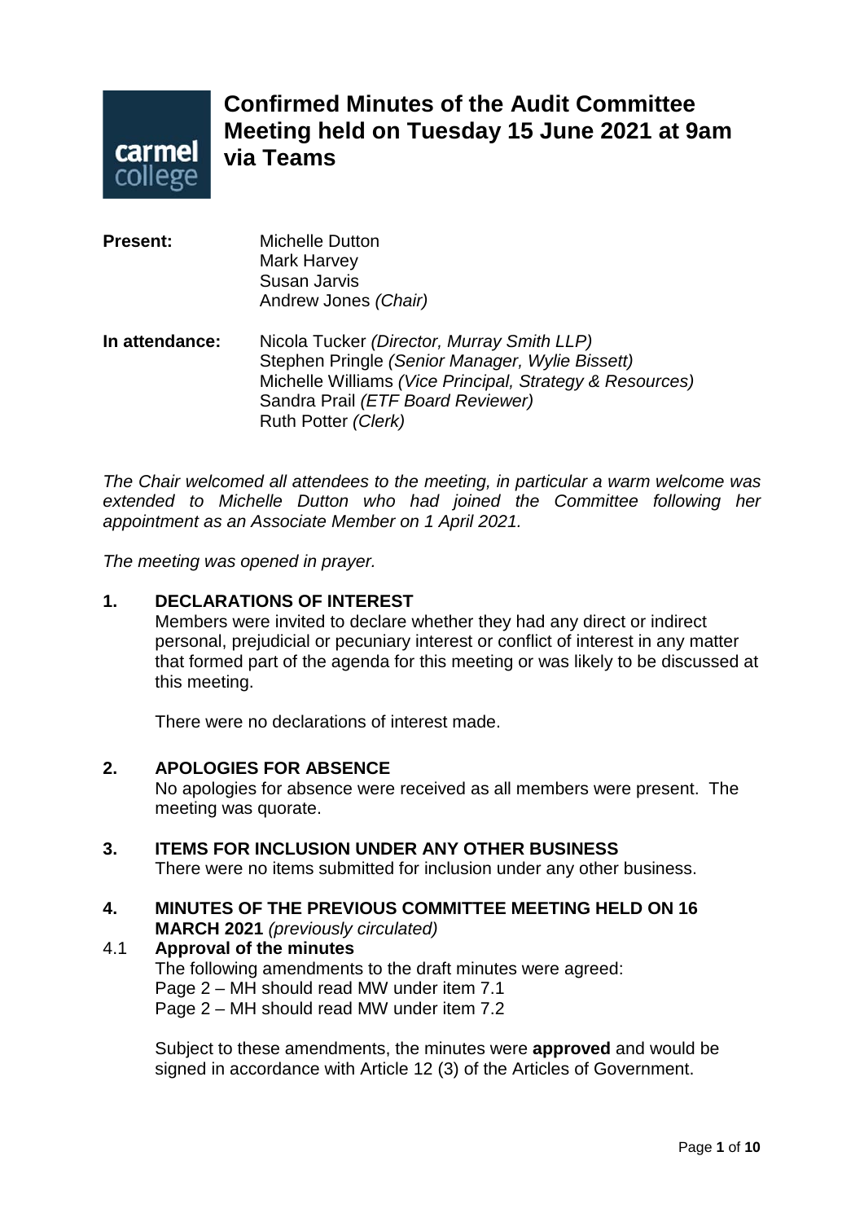# Confirmed Minutes of the Audit Committee Meeting held on Tuesday 15 June 2021 at 9am via Teams

**Present:**
Michelle Dutton
Mark Harvey
Susan Jarvis
Andrew Jones *(Chair)*

**In attendance:**
Nicola Tucker *(Director, Murray Smith LLP)*
Stephen Pringle *(Senior Manager, Wylie Bissett)*
Michelle Williams *(Vice Principal, Strategy & Resources)*
Sandra Prail *(ETF Board Reviewer)*
Ruth Potter *(Clerk)*

*The Chair welcomed all attendees to the meeting, in particular a warm welcome was extended to Michelle Dutton who had joined the Committee following her appointment as an Associate Member on 1 April 2021.*

*The meeting was opened in prayer.*

## 1. DECLARATIONS OF INTEREST

Members were invited to declare whether they had any direct or indirect personal, prejudicial or pecuniary interest or conflict of interest in any matter that formed part of the agenda for this meeting or was likely to be discussed at this meeting.

There were no declarations of interest made.

## 2. APOLOGIES FOR ABSENCE

No apologies for absence were received as all members were present. The meeting was quorate.

## 3. ITEMS FOR INCLUSION UNDER ANY OTHER BUSINESS

There were no items submitted for inclusion under any other business.

## 4. MINUTES OF THE PREVIOUS COMMITTEE MEETING HELD ON 16 MARCH 2021 *(previously circulated)*

### 4.1 Approval of the minutes

The following amendments to the draft minutes were agreed:
Page 2 – MH should read MW under item 7.1
Page 2 – MH should read MW under item 7.2

Subject to these amendments, the minutes were **approved** and would be signed in accordance with Article 12 (3) of the Articles of Government.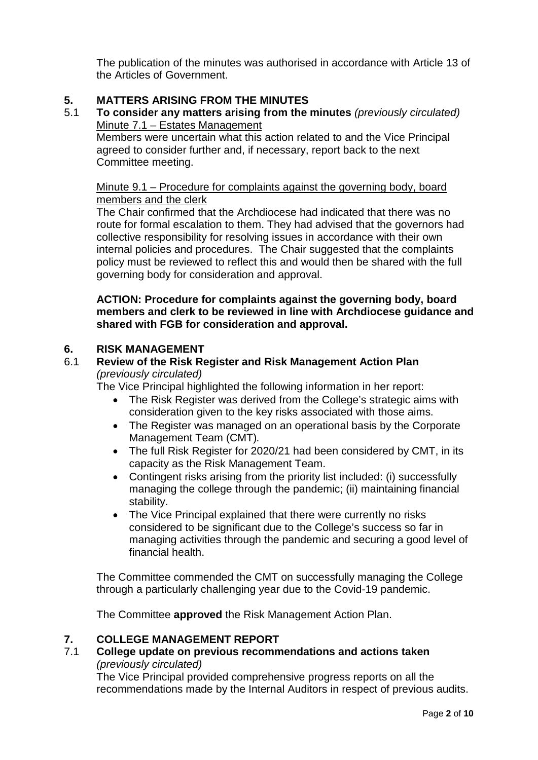The publication of the minutes was authorised in accordance with Article 13 of the Articles of Government.

## 5. MATTERS ARISING FROM THE MINUTES

**5.1 To consider any matters arising from the minutes** *(previously circulated)*

Minute 7.1 – Estates Management

Members were uncertain what this action related to and the Vice Principal agreed to consider further and, if necessary, report back to the next Committee meeting.

Minute 9.1 – Procedure for complaints against the governing body, board members and the clerk

The Chair confirmed that the Archdiocese had indicated that there was no route for formal escalation to them. They had advised that the governors had collective responsibility for resolving issues in accordance with their own internal policies and procedures. The Chair suggested that the complaints policy must be reviewed to reflect this and would then be shared with the full governing body for consideration and approval.

**ACTION: Procedure for complaints against the governing body, board members and clerk to be reviewed in line with Archdiocese guidance and shared with FGB for consideration and approval.**

## 6. RISK MANAGEMENT

**6.1 Review of the Risk Register and Risk Management Action Plan** *(previously circulated)*

The Vice Principal highlighted the following information in her report:

- The Risk Register was derived from the College's strategic aims with consideration given to the key risks associated with those aims.
- The Register was managed on an operational basis by the Corporate Management Team (CMT).
- The full Risk Register for 2020/21 had been considered by CMT, in its capacity as the Risk Management Team.
- Contingent risks arising from the priority list included: (i) successfully managing the college through the pandemic; (ii) maintaining financial stability.
- The Vice Principal explained that there were currently no risks considered to be significant due to the College's success so far in managing activities through the pandemic and securing a good level of financial health.

The Committee commended the CMT on successfully managing the College through a particularly challenging year due to the Covid-19 pandemic.

The Committee **approved** the Risk Management Action Plan.

## 7. COLLEGE MANAGEMENT REPORT

**7.1 College update on previous recommendations and actions taken** *(previously circulated)*

The Vice Principal provided comprehensive progress reports on all the recommendations made by the Internal Auditors in respect of previous audits.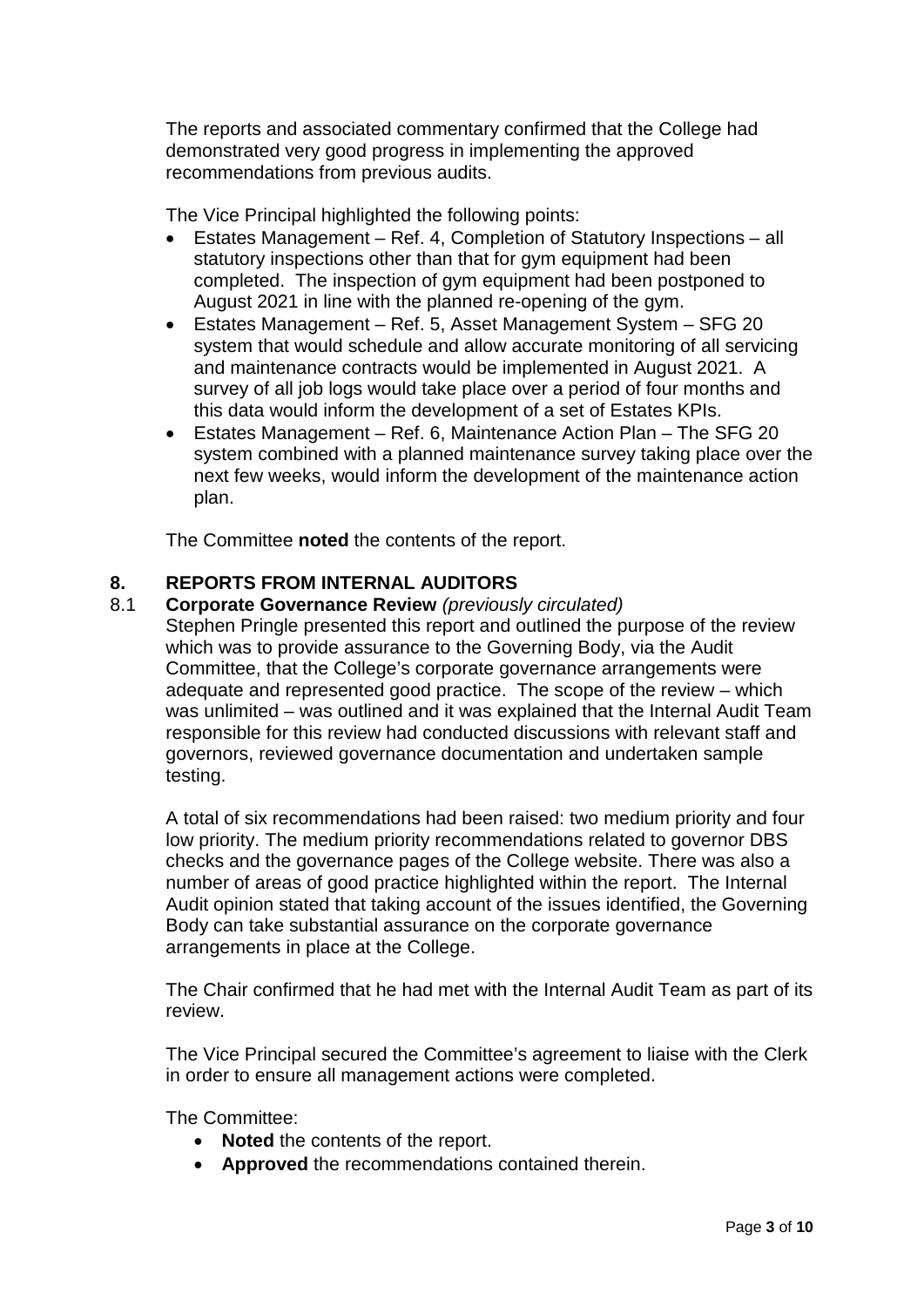The reports and associated commentary confirmed that the College had demonstrated very good progress in implementing the approved recommendations from previous audits.

The Vice Principal highlighted the following points:

- Estates Management – Ref. 4, Completion of Statutory Inspections – all statutory inspections other than that for gym equipment had been completed. The inspection of gym equipment had been postponed to August 2021 in line with the planned re-opening of the gym.
- Estates Management – Ref. 5, Asset Management System – SFG 20 system that would schedule and allow accurate monitoring of all servicing and maintenance contracts would be implemented in August 2021. A survey of all job logs would take place over a period of four months and this data would inform the development of a set of Estates KPIs.
- Estates Management – Ref. 6, Maintenance Action Plan – The SFG 20 system combined with a planned maintenance survey taking place over the next few weeks, would inform the development of the maintenance action plan.

The Committee **noted** the contents of the report.

## 8. REPORTS FROM INTERNAL AUDITORS

### 8.1 Corporate Governance Review *(previously circulated)*

Stephen Pringle presented this report and outlined the purpose of the review which was to provide assurance to the Governing Body, via the Audit Committee, that the College's corporate governance arrangements were adequate and represented good practice. The scope of the review – which was unlimited – was outlined and it was explained that the Internal Audit Team responsible for this review had conducted discussions with relevant staff and governors, reviewed governance documentation and undertaken sample testing.

A total of six recommendations had been raised: two medium priority and four low priority. The medium priority recommendations related to governor DBS checks and the governance pages of the College website. There was also a number of areas of good practice highlighted within the report. The Internal Audit opinion stated that taking account of the issues identified, the Governing Body can take substantial assurance on the corporate governance arrangements in place at the College.

The Chair confirmed that he had met with the Internal Audit Team as part of its review.

The Vice Principal secured the Committee's agreement to liaise with the Clerk in order to ensure all management actions were completed.

The Committee:

- **Noted** the contents of the report.
- **Approved** the recommendations contained therein.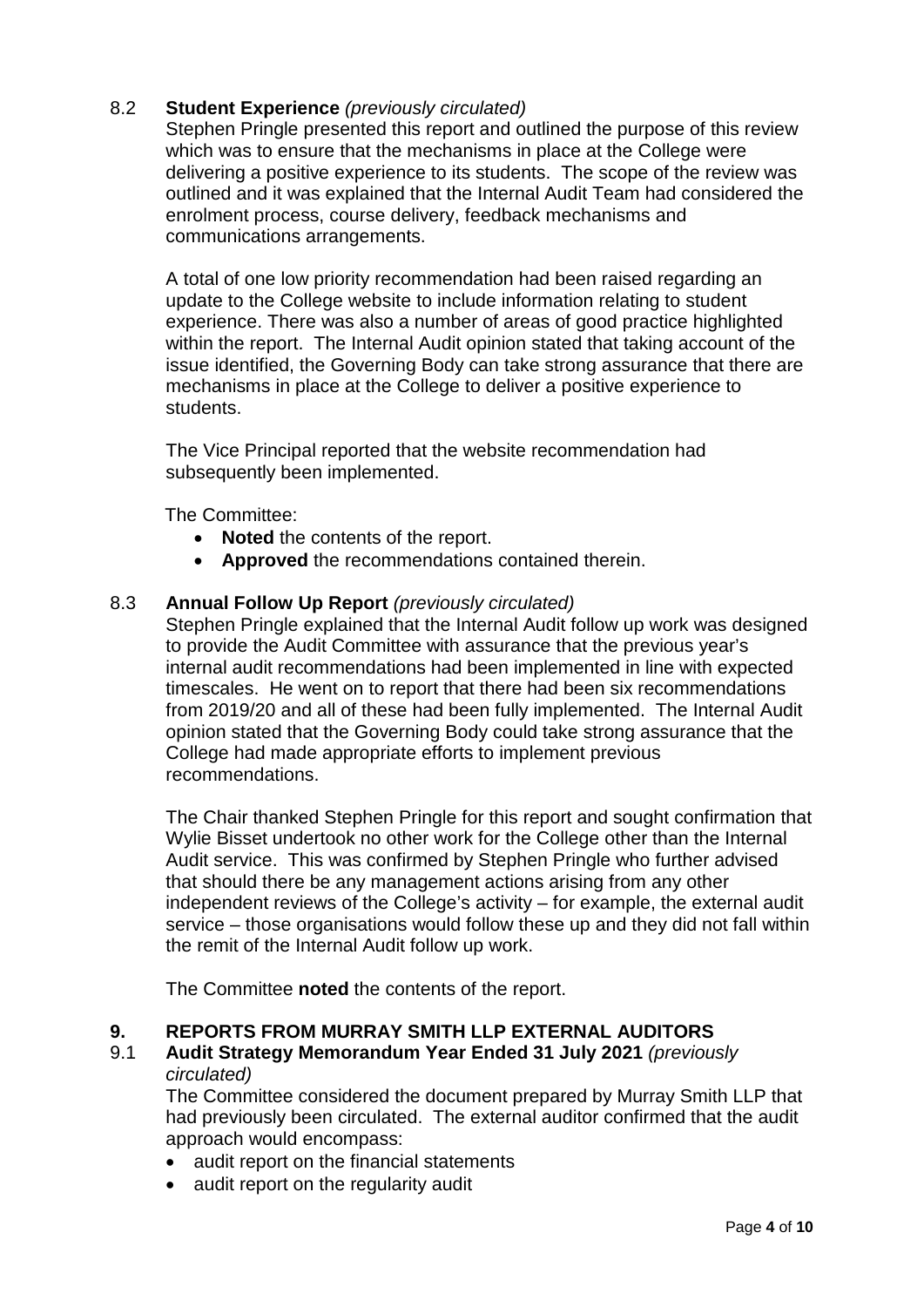8.2 **Student Experience** *(previously circulated)*

Stephen Pringle presented this report and outlined the purpose of this review which was to ensure that the mechanisms in place at the College were delivering a positive experience to its students. The scope of the review was outlined and it was explained that the Internal Audit Team had considered the enrolment process, course delivery, feedback mechanisms and communications arrangements.

A total of one low priority recommendation had been raised regarding an update to the College website to include information relating to student experience. There was also a number of areas of good practice highlighted within the report. The Internal Audit opinion stated that taking account of the issue identified, the Governing Body can take strong assurance that there are mechanisms in place at the College to deliver a positive experience to students.

The Vice Principal reported that the website recommendation had subsequently been implemented.

The Committee:

- **Noted** the contents of the report.
- **Approved** the recommendations contained therein.

8.3 **Annual Follow Up Report** *(previously circulated)*

Stephen Pringle explained that the Internal Audit follow up work was designed to provide the Audit Committee with assurance that the previous year's internal audit recommendations had been implemented in line with expected timescales. He went on to report that there had been six recommendations from 2019/20 and all of these had been fully implemented. The Internal Audit opinion stated that the Governing Body could take strong assurance that the College had made appropriate efforts to implement previous recommendations.

The Chair thanked Stephen Pringle for this report and sought confirmation that Wylie Bisset undertook no other work for the College other than the Internal Audit service. This was confirmed by Stephen Pringle who further advised that should there be any management actions arising from any other independent reviews of the College's activity – for example, the external audit service – those organisations would follow these up and they did not fall within the remit of the Internal Audit follow up work.

The Committee **noted** the contents of the report.

## 9. REPORTS FROM MURRAY SMITH LLP EXTERNAL AUDITORS

9.1 **Audit Strategy Memorandum Year Ended 31 July 2021** *(previously circulated)*

The Committee considered the document prepared by Murray Smith LLP that had previously been circulated. The external auditor confirmed that the audit approach would encompass:

- audit report on the financial statements
- audit report on the regularity audit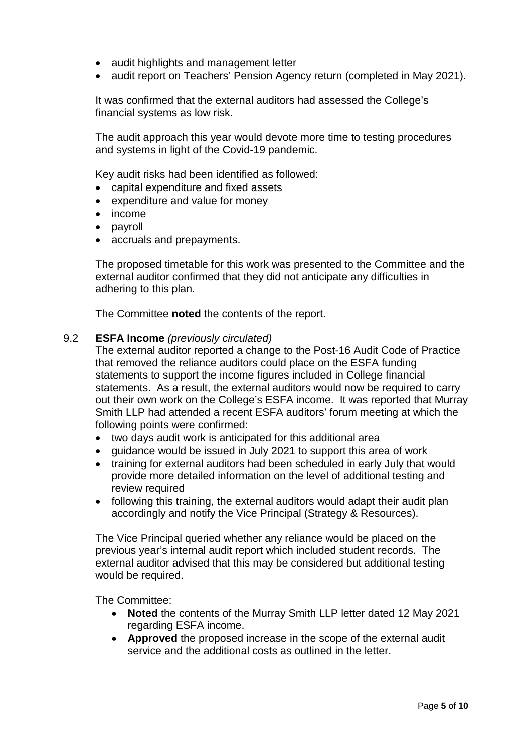- audit highlights and management letter
- audit report on Teachers' Pension Agency return (completed in May 2021).

It was confirmed that the external auditors had assessed the College's financial systems as low risk.

The audit approach this year would devote more time to testing procedures and systems in light of the Covid-19 pandemic.

Key audit risks had been identified as followed:

- capital expenditure and fixed assets
- expenditure and value for money
- income
- payroll
- accruals and prepayments.

The proposed timetable for this work was presented to the Committee and the external auditor confirmed that they did not anticipate any difficulties in adhering to this plan.

The Committee **noted** the contents of the report.

9.2 **ESFA Income** *(previously circulated)*

The external auditor reported a change to the Post-16 Audit Code of Practice that removed the reliance auditors could place on the ESFA funding statements to support the income figures included in College financial statements. As a result, the external auditors would now be required to carry out their own work on the College's ESFA income. It was reported that Murray Smith LLP had attended a recent ESFA auditors' forum meeting at which the following points were confirmed:

- two days audit work is anticipated for this additional area
- guidance would be issued in July 2021 to support this area of work
- training for external auditors had been scheduled in early July that would provide more detailed information on the level of additional testing and review required
- following this training, the external auditors would adapt their audit plan accordingly and notify the Vice Principal (Strategy & Resources).

The Vice Principal queried whether any reliance would be placed on the previous year's internal audit report which included student records. The external auditor advised that this may be considered but additional testing would be required.

The Committee:

- **Noted** the contents of the Murray Smith LLP letter dated 12 May 2021 regarding ESFA income.
- **Approved** the proposed increase in the scope of the external audit service and the additional costs as outlined in the letter.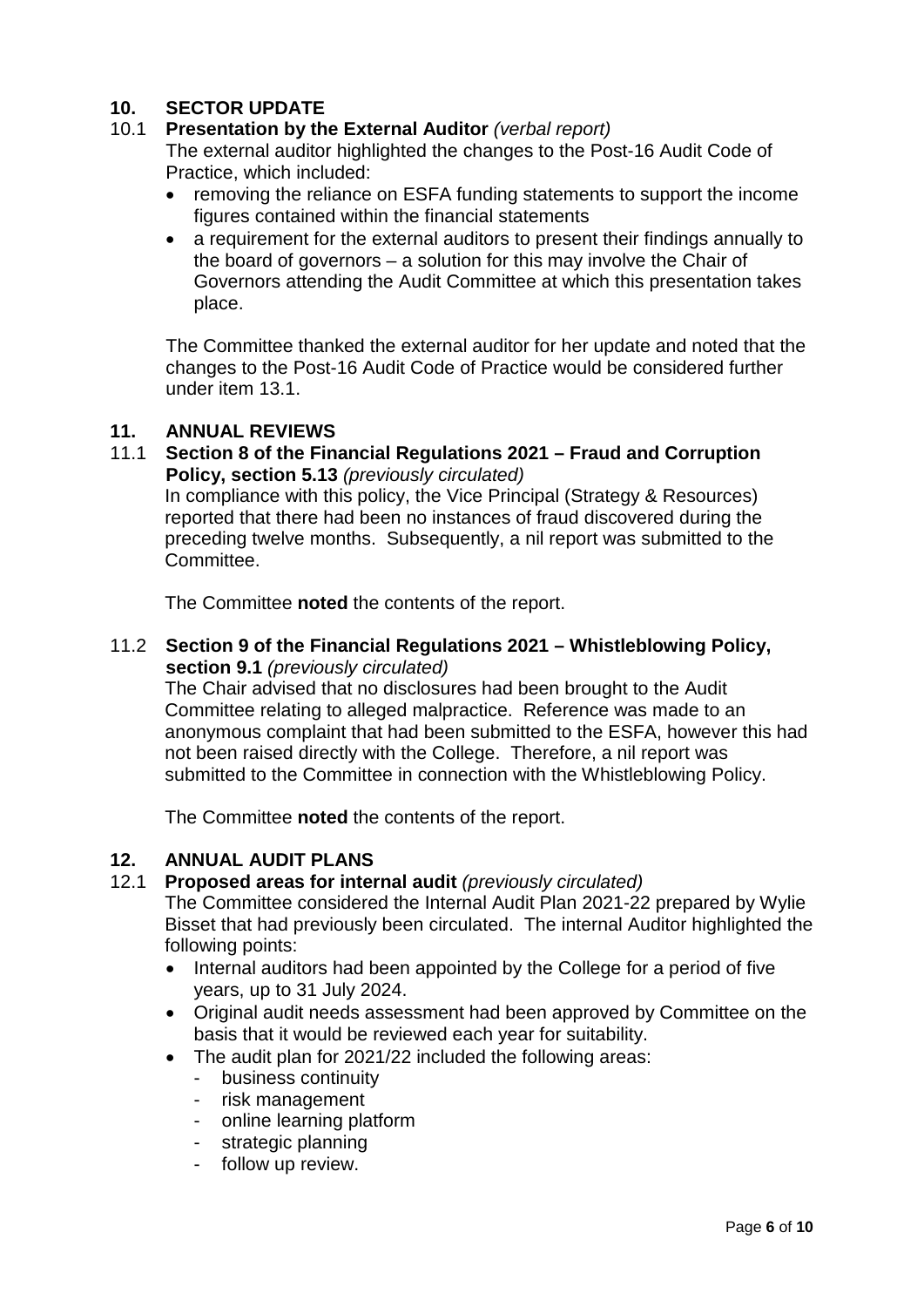## 10. SECTOR UPDATE

### 10.1 Presentation by the External Auditor *(verbal report)*

The external auditor highlighted the changes to the Post-16 Audit Code of Practice, which included:

- removing the reliance on ESFA funding statements to support the income figures contained within the financial statements
- a requirement for the external auditors to present their findings annually to the board of governors – a solution for this may involve the Chair of Governors attending the Audit Committee at which this presentation takes place.

The Committee thanked the external auditor for her update and noted that the changes to the Post-16 Audit Code of Practice would be considered further under item 13.1.

## 11. ANNUAL REVIEWS

### 11.1 Section 8 of the Financial Regulations 2021 – Fraud and Corruption Policy, section 5.13 *(previously circulated)*

In compliance with this policy, the Vice Principal (Strategy & Resources) reported that there had been no instances of fraud discovered during the preceding twelve months. Subsequently, a nil report was submitted to the Committee.

The Committee **noted** the contents of the report.

### 11.2 Section 9 of the Financial Regulations 2021 – Whistleblowing Policy, section 9.1 *(previously circulated)*

The Chair advised that no disclosures had been brought to the Audit Committee relating to alleged malpractice. Reference was made to an anonymous complaint that had been submitted to the ESFA, however this had not been raised directly with the College. Therefore, a nil report was submitted to the Committee in connection with the Whistleblowing Policy.

The Committee **noted** the contents of the report.

## 12. ANNUAL AUDIT PLANS

### 12.1 Proposed areas for internal audit *(previously circulated)*

The Committee considered the Internal Audit Plan 2021-22 prepared by Wylie Bisset that had previously been circulated. The internal Auditor highlighted the following points:

- Internal auditors had been appointed by the College for a period of five years, up to 31 July 2024.
- Original audit needs assessment had been approved by Committee on the basis that it would be reviewed each year for suitability.
- The audit plan for 2021/22 included the following areas:
  - business continuity
  - risk management
  - online learning platform
  - strategic planning
  - follow up review.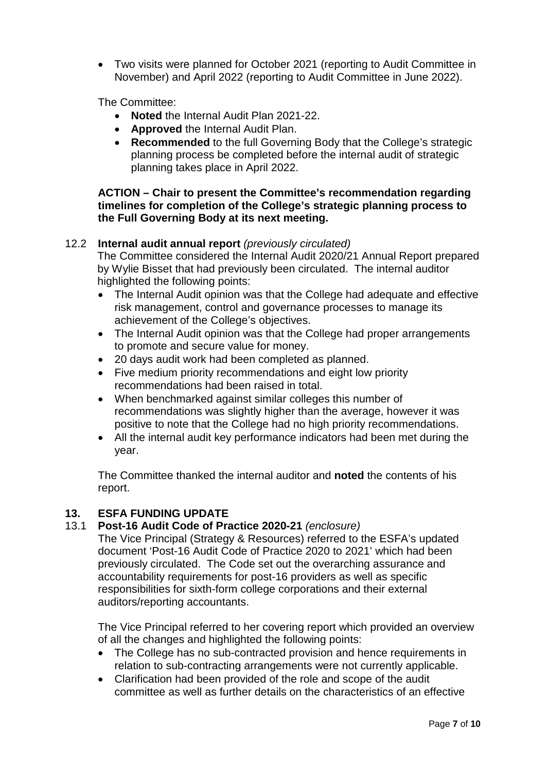- Two visits were planned for October 2021 (reporting to Audit Committee in November) and April 2022 (reporting to Audit Committee in June 2022).

The Committee:

- **Noted** the Internal Audit Plan 2021-22.
- **Approved** the Internal Audit Plan.
- **Recommended** to the full Governing Body that the College's strategic planning process be completed before the internal audit of strategic planning takes place in April 2022.

**ACTION – Chair to present the Committee's recommendation regarding timelines for completion of the College's strategic planning process to the Full Governing Body at its next meeting.**

12.2 **Internal audit annual report** *(previously circulated)*

The Committee considered the Internal Audit 2020/21 Annual Report prepared by Wylie Bisset that had previously been circulated. The internal auditor highlighted the following points:

- The Internal Audit opinion was that the College had adequate and effective risk management, control and governance processes to manage its achievement of the College's objectives.
- The Internal Audit opinion was that the College had proper arrangements to promote and secure value for money.
- 20 days audit work had been completed as planned.
- Five medium priority recommendations and eight low priority recommendations had been raised in total.
- When benchmarked against similar colleges this number of recommendations was slightly higher than the average, however it was positive to note that the College had no high priority recommendations.
- All the internal audit key performance indicators had been met during the year.

The Committee thanked the internal auditor and **noted** the contents of his report.

## 13. ESFA FUNDING UPDATE

13.1 **Post-16 Audit Code of Practice 2020-21** *(enclosure)*

The Vice Principal (Strategy & Resources) referred to the ESFA's updated document 'Post-16 Audit Code of Practice 2020 to 2021' which had been previously circulated. The Code set out the overarching assurance and accountability requirements for post-16 providers as well as specific responsibilities for sixth-form college corporations and their external auditors/reporting accountants.

The Vice Principal referred to her covering report which provided an overview of all the changes and highlighted the following points:

- The College has no sub-contracted provision and hence requirements in relation to sub-contracting arrangements were not currently applicable.
- Clarification had been provided of the role and scope of the audit committee as well as further details on the characteristics of an effective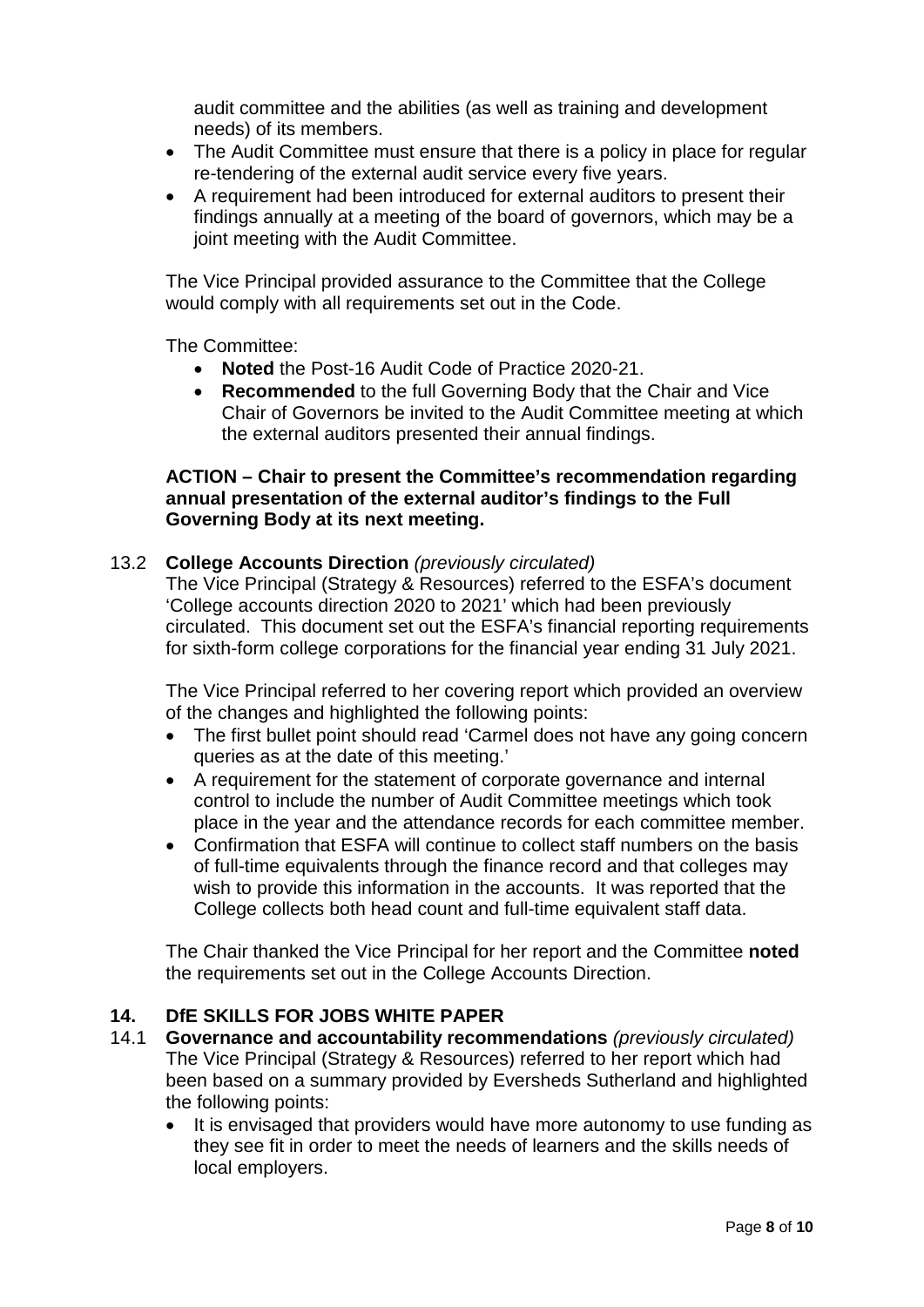audit committee and the abilities (as well as training and development needs) of its members.

- The Audit Committee must ensure that there is a policy in place for regular re-tendering of the external audit service every five years.
- A requirement had been introduced for external auditors to present their findings annually at a meeting of the board of governors, which may be a joint meeting with the Audit Committee.

The Vice Principal provided assurance to the Committee that the College would comply with all requirements set out in the Code.

The Committee:

- **Noted** the Post-16 Audit Code of Practice 2020-21.
- **Recommended** to the full Governing Body that the Chair and Vice Chair of Governors be invited to the Audit Committee meeting at which the external auditors presented their annual findings.

**ACTION – Chair to present the Committee's recommendation regarding annual presentation of the external auditor's findings to the Full Governing Body at its next meeting.**

13.2 **College Accounts Direction** *(previously circulated)*

The Vice Principal (Strategy & Resources) referred to the ESFA's document 'College accounts direction 2020 to 2021' which had been previously circulated. This document set out the ESFA's financial reporting requirements for sixth-form college corporations for the financial year ending 31 July 2021.

The Vice Principal referred to her covering report which provided an overview of the changes and highlighted the following points:

- The first bullet point should read 'Carmel does not have any going concern queries as at the date of this meeting.'
- A requirement for the statement of corporate governance and internal control to include the number of Audit Committee meetings which took place in the year and the attendance records for each committee member.
- Confirmation that ESFA will continue to collect staff numbers on the basis of full-time equivalents through the finance record and that colleges may wish to provide this information in the accounts. It was reported that the College collects both head count and full-time equivalent staff data.

The Chair thanked the Vice Principal for her report and the Committee **noted** the requirements set out in the College Accounts Direction.

## 14. DfE SKILLS FOR JOBS WHITE PAPER

14.1 **Governance and accountability recommendations** *(previously circulated)*

The Vice Principal (Strategy & Resources) referred to her report which had been based on a summary provided by Eversheds Sutherland and highlighted the following points:

- It is envisaged that providers would have more autonomy to use funding as they see fit in order to meet the needs of learners and the skills needs of local employers.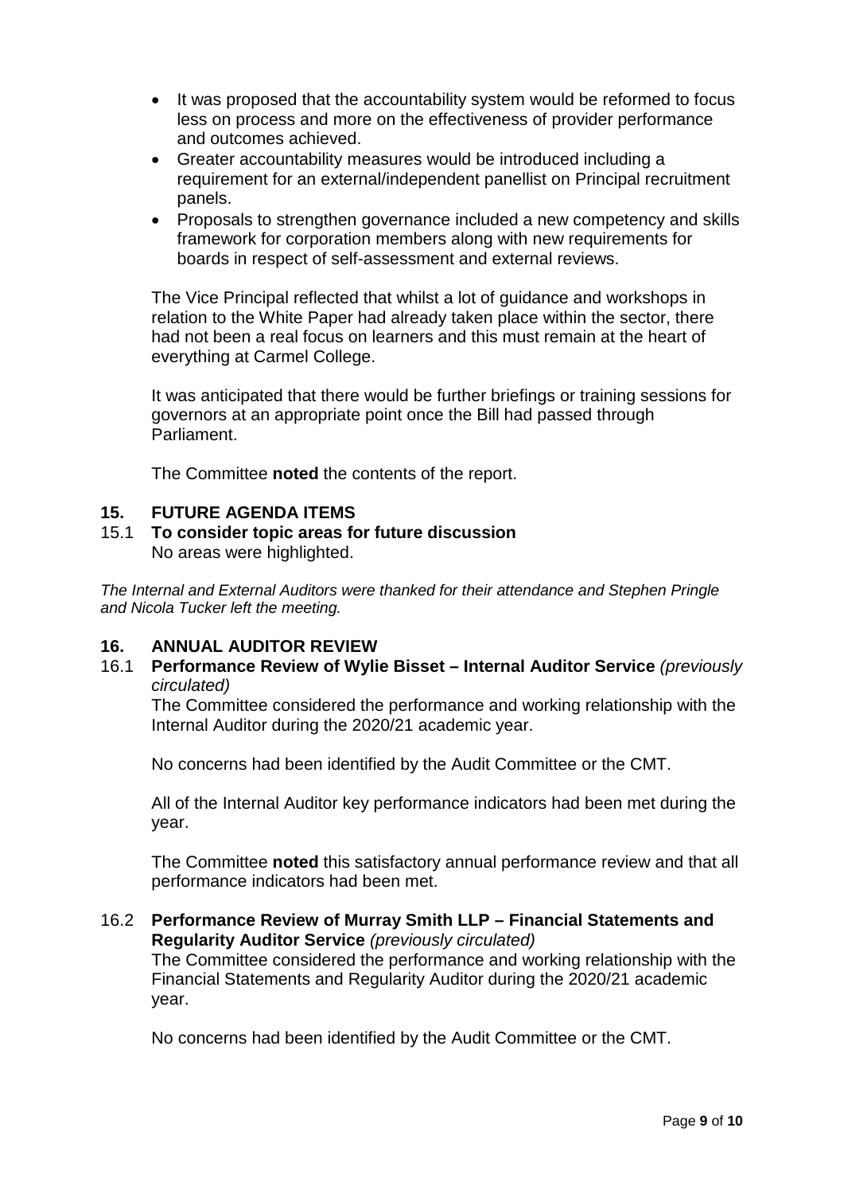- It was proposed that the accountability system would be reformed to focus less on process and more on the effectiveness of provider performance and outcomes achieved.
- Greater accountability measures would be introduced including a requirement for an external/independent panellist on Principal recruitment panels.
- Proposals to strengthen governance included a new competency and skills framework for corporation members along with new requirements for boards in respect of self-assessment and external reviews.

The Vice Principal reflected that whilst a lot of guidance and workshops in relation to the White Paper had already taken place within the sector, there had not been a real focus on learners and this must remain at the heart of everything at Carmel College.

It was anticipated that there would be further briefings or training sessions for governors at an appropriate point once the Bill had passed through Parliament.

The Committee **noted** the contents of the report.

## 15. FUTURE AGENDA ITEMS

### 15.1 To consider topic areas for future discussion

No areas were highlighted.

*The Internal and External Auditors were thanked for their attendance and Stephen Pringle and Nicola Tucker left the meeting.*

## 16. ANNUAL AUDITOR REVIEW

### 16.1 Performance Review of Wylie Bisset – Internal Auditor Service *(previously circulated)*

The Committee considered the performance and working relationship with the Internal Auditor during the 2020/21 academic year.

No concerns had been identified by the Audit Committee or the CMT.

All of the Internal Auditor key performance indicators had been met during the year.

The Committee **noted** this satisfactory annual performance review and that all performance indicators had been met.

### 16.2 Performance Review of Murray Smith LLP – Financial Statements and Regularity Auditor Service *(previously circulated)*

The Committee considered the performance and working relationship with the Financial Statements and Regularity Auditor during the 2020/21 academic year.

No concerns had been identified by the Audit Committee or the CMT.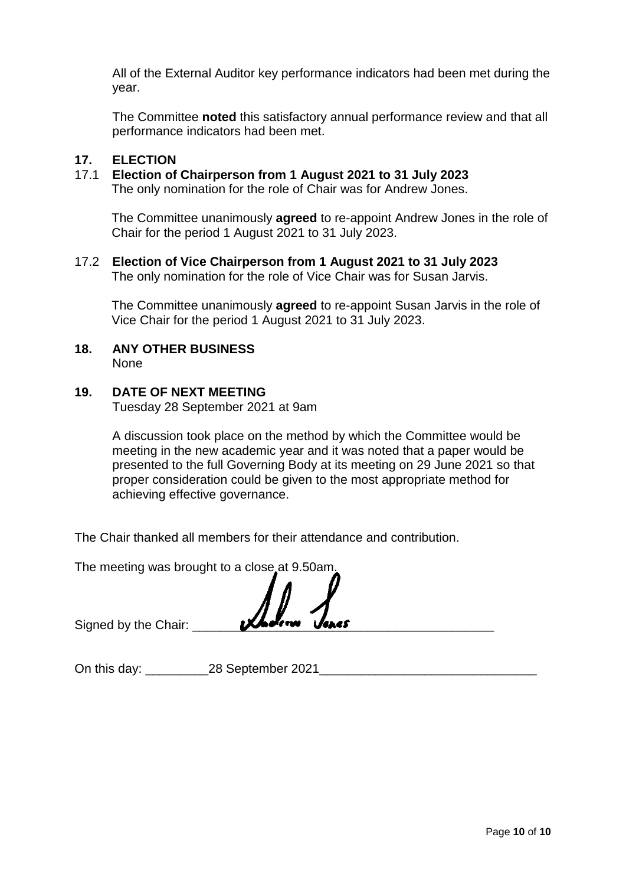All of the External Auditor key performance indicators had been met during the year.

The Committee **noted** this satisfactory annual performance review and that all performance indicators had been met.

## 17. ELECTION

### 17.1 Election of Chairperson from 1 August 2021 to 31 July 2023

The only nomination for the role of Chair was for Andrew Jones.

The Committee unanimously **agreed** to re-appoint Andrew Jones in the role of Chair for the period 1 August 2021 to 31 July 2023.

### 17.2 Election of Vice Chairperson from 1 August 2021 to 31 July 2023

The only nomination for the role of Vice Chair was for Susan Jarvis.

The Committee unanimously **agreed** to re-appoint Susan Jarvis in the role of Vice Chair for the period 1 August 2021 to 31 July 2023.

## 18. ANY OTHER BUSINESS

None

## 19. DATE OF NEXT MEETING

Tuesday 28 September 2021 at 9am

A discussion took place on the method by which the Committee would be meeting in the new academic year and it was noted that a paper would be presented to the full Governing Body at its meeting on 29 June 2021 so that proper consideration could be given to the most appropriate method for achieving effective governance.

The Chair thanked all members for their attendance and contribution.

The meeting was brought to a close at 9.50am.

Signed by the Chair: Andrew Jones

On this day: 28 September 2021